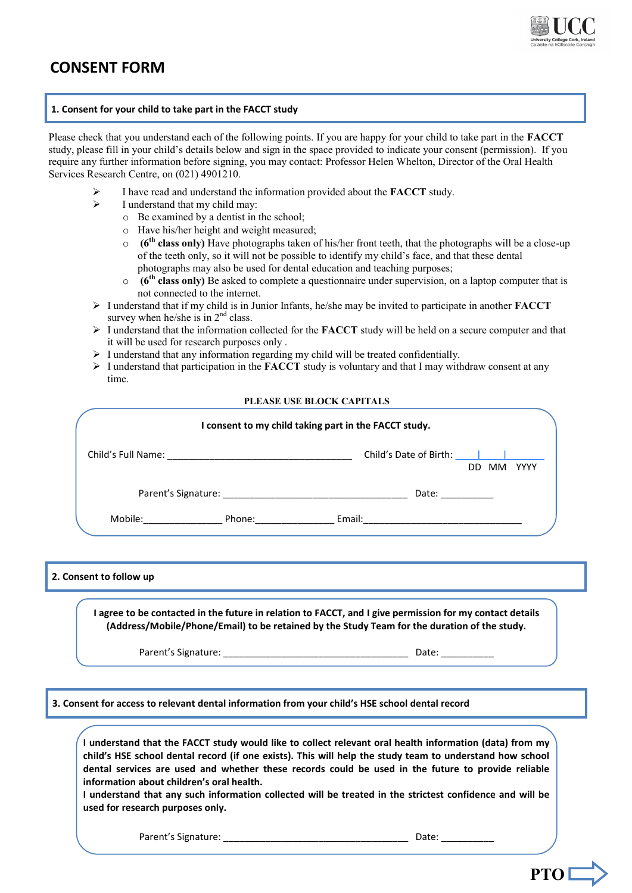# CONSENT FORM

## 1. Consent for your child to take part in the FACCT study

Please check that you understand each of the following points. If you are happy for your child to take part in the **FACCT** study, please fill in your child's details below and sign in the space provided to indicate your consent (permission). If you require any further information before signing, you may contact: Professor Helen Whelton, Director of the Oral Health Services Research Centre, on (021) 4901210.

- I have read and understand the information provided about the **FACCT** study.
- I understand that my child may:
  - Be examined by a dentist in the school;
  - Have his/her height and weight measured;
  - **(6th class only)** Have photographs taken of his/her front teeth, that the photographs will be a close-up of the teeth only, so it will not be possible to identify my child's face, and that these dental photographs may also be used for dental education and teaching purposes;
  - **(6th class only)** Be asked to complete a questionnaire under supervision, on a laptop computer that is not connected to the internet.
- I understand that if my child is in Junior Infants, he/she may be invited to participate in another **FACCT** survey when he/she is in 2nd class.
- I understand that the information collected for the **FACCT** study will be held on a secure computer and that it will be used for research purposes only .
- I understand that any information regarding my child will be treated confidentially.
- I understand that participation in the **FACCT** study is voluntary and that I may withdraw consent at any time.

**PLEASE USE BLOCK CAPITALS**

**I consent to my child taking part in the FACCT study.**

Child's Full Name: ___________________________________ Child's Date of Birth: ____|____|________
DD MM YYYY

Parent's Signature: ___________________________________ Date: __________

Mobile:_______________ Phone:_______________ Email:_______________________________

## 2. Consent to follow up

**I agree to be contacted in the future in relation to FACCT, and I give permission for my contact details (Address/Mobile/Phone/Email) to be retained by the Study Team for the duration of the study.**

Parent's Signature: ___________________________________ Date: __________

## 3. Consent for access to relevant dental information from your child's HSE school dental record

**I understand that the FACCT study would like to collect relevant oral health information (data) from my child's HSE school dental record (if one exists). This will help the study team to understand how school dental services are used and whether these records could be used in the future to provide reliable information about children's oral health.**
**I understand that any such information collected will be treated in the strictest confidence and will be used for research purposes only.**

Parent's Signature: ___________________________________ Date: __________

**PTO**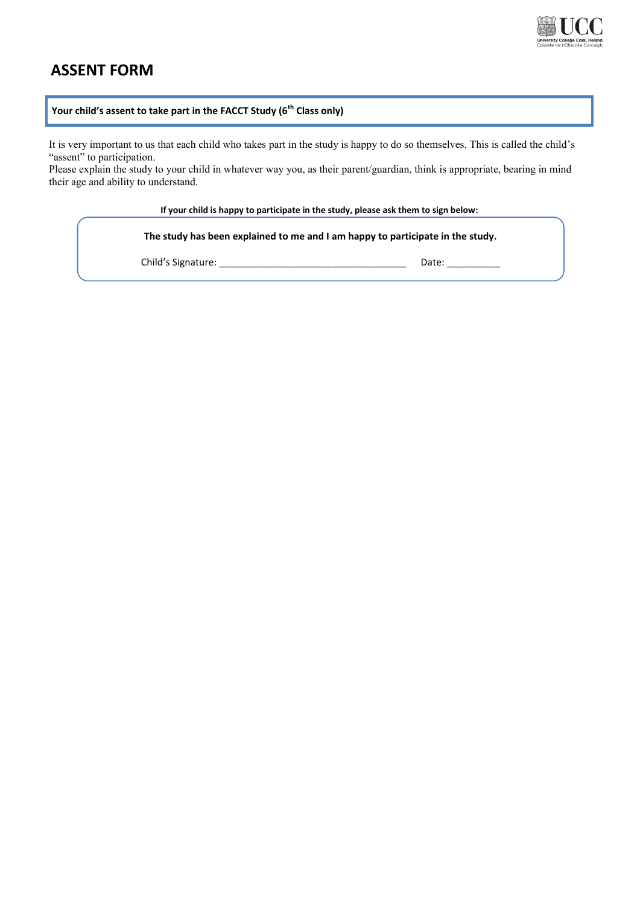# ASSENT FORM

**Your child's assent to take part in the FACCT Study (6th Class only)**

It is very important to us that each child who takes part in the study is happy to do so themselves. This is called the child's "assent" to participation.
Please explain the study to your child in whatever way you, as their parent/guardian, think is appropriate, bearing in mind their age and ability to understand.

**If your child is happy to participate in the study, please ask them to sign below:**

**The study has been explained to me and I am happy to participate in the study.**

Child's Signature: ___________________________________ Date: __________